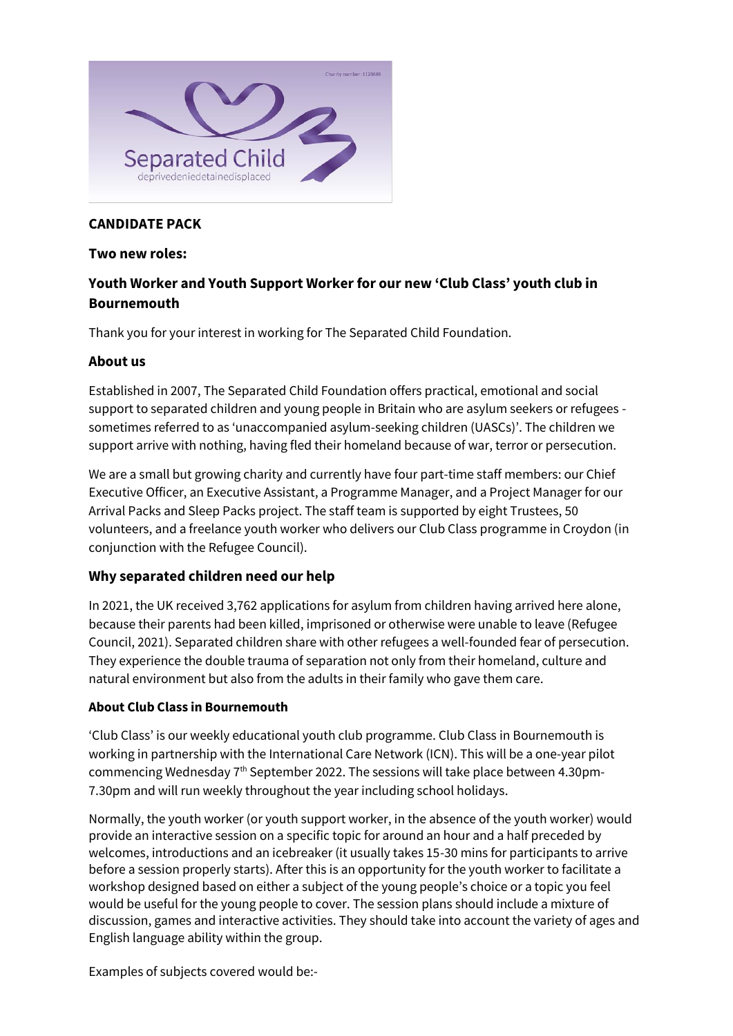**CANDIDATE PACK**

**Two new roles:**

## Youth Worker and Youth Support Worker for our new 'Club Class' youth club in Bournemouth

Thank you for your interest in working for The Separated Child Foundation.

### About us

Established in 2007, The Separated Child Foundation offers practical, emotional and social support to separated children and young people in Britain who are asylum seekers or refugees - sometimes referred to as 'unaccompanied asylum-seeking children (UASCs)'. The children we support arrive with nothing, having fled their homeland because of war, terror or persecution.

We are a small but growing charity and currently have four part-time staff members: our Chief Executive Officer, an Executive Assistant, a Programme Manager, and a Project Manager for our Arrival Packs and Sleep Packs project. The staff team is supported by eight Trustees, 50 volunteers, and a freelance youth worker who delivers our Club Class programme in Croydon (in conjunction with the Refugee Council).

### Why separated children need our help

In 2021, the UK received 3,762 applications for asylum from children having arrived here alone, because their parents had been killed, imprisoned or otherwise were unable to leave (Refugee Council, 2021). Separated children share with other refugees a well-founded fear of persecution. They experience the double trauma of separation not only from their homeland, culture and natural environment but also from the adults in their family who gave them care.

#### About Club Class in Bournemouth

'Club Class' is our weekly educational youth club programme. Club Class in Bournemouth is working in partnership with the International Care Network (ICN). This will be a one-year pilot commencing Wednesday 7th September 2022. The sessions will take place between 4.30pm-7.30pm and will run weekly throughout the year including school holidays.

Normally, the youth worker (or youth support worker, in the absence of the youth worker) would provide an interactive session on a specific topic for around an hour and a half preceded by welcomes, introductions and an icebreaker (it usually takes 15-30 mins for participants to arrive before a session properly starts). After this is an opportunity for the youth worker to facilitate a workshop designed based on either a subject of the young people's choice or a topic you feel would be useful for the young people to cover. The session plans should include a mixture of discussion, games and interactive activities. They should take into account the variety of ages and English language ability within the group.

Examples of subjects covered would be:-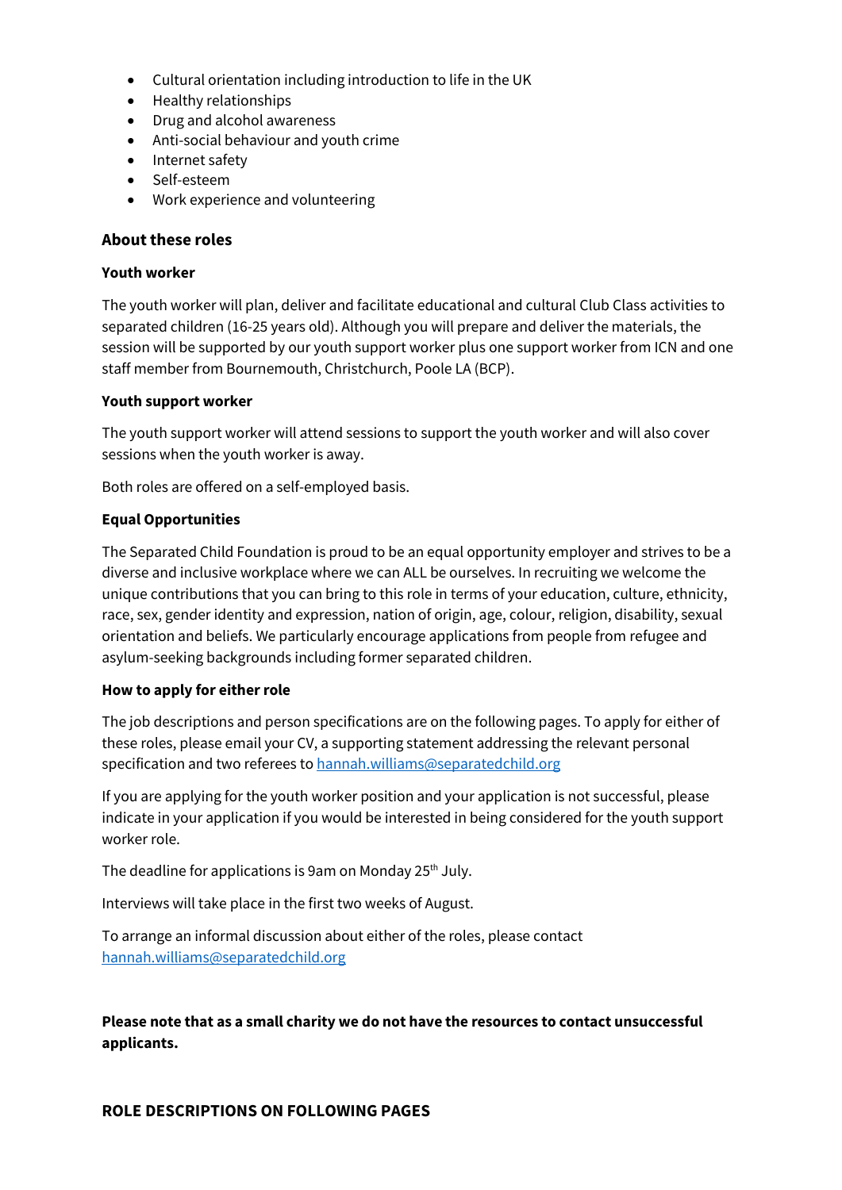- Cultural orientation including introduction to life in the UK
- Healthy relationships
- Drug and alcohol awareness
- Anti-social behaviour and youth crime
- Internet safety
- Self-esteem
- Work experience and volunteering

### About these roles

**Youth worker**

The youth worker will plan, deliver and facilitate educational and cultural Club Class activities to separated children (16-25 years old). Although you will prepare and deliver the materials, the session will be supported by our youth support worker plus one support worker from ICN and one staff member from Bournemouth, Christchurch, Poole LA (BCP).

**Youth support worker**

The youth support worker will attend sessions to support the youth worker and will also cover sessions when the youth worker is away.

Both roles are offered on a self-employed basis.

### Equal Opportunities

The Separated Child Foundation is proud to be an equal opportunity employer and strives to be a diverse and inclusive workplace where we can ALL be ourselves. In recruiting we welcome the unique contributions that you can bring to this role in terms of your education, culture, ethnicity, race, sex, gender identity and expression, nation of origin, age, colour, religion, disability, sexual orientation and beliefs. We particularly encourage applications from people from refugee and asylum-seeking backgrounds including former separated children.

### How to apply for either role

The job descriptions and person specifications are on the following pages. To apply for either of these roles, please email your CV, a supporting statement addressing the relevant personal specification and two referees to [hannah.williams@separatedchild.org](mailto:hannah.williams@separatedchild.org)

If you are applying for the youth worker position and your application is not successful, please indicate in your application if you would be interested in being considered for the youth support worker role.

The deadline for applications is 9am on Monday 25th July.

Interviews will take place in the first two weeks of August.

To arrange an informal discussion about either of the roles, please contact [hannah.williams@separatedchild.org](mailto:hannah.williams@separatedchild.org)

**Please note that as a small charity we do not have the resources to contact unsuccessful applicants.**

**ROLE DESCRIPTIONS ON FOLLOWING PAGES**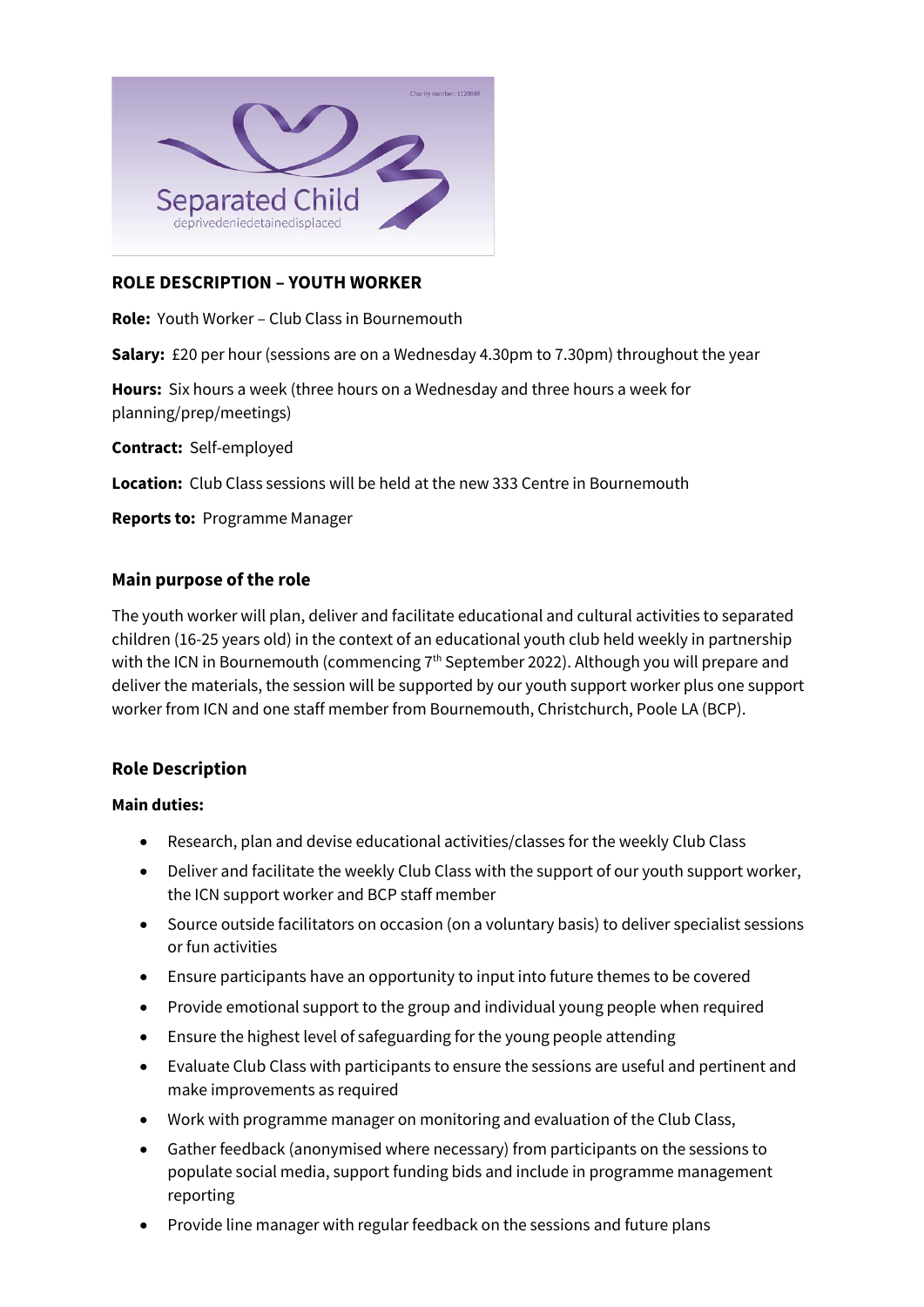## ROLE DESCRIPTION – YOUTH WORKER

**Role:** Youth Worker – Club Class in Bournemouth

**Salary:** £20 per hour (sessions are on a Wednesday 4.30pm to 7.30pm) throughout the year

**Hours:** Six hours a week (three hours on a Wednesday and three hours a week for planning/prep/meetings)

**Contract:** Self-employed

**Location:** Club Class sessions will be held at the new 333 Centre in Bournemouth

**Reports to:** Programme Manager

### Main purpose of the role

The youth worker will plan, deliver and facilitate educational and cultural activities to separated children (16-25 years old) in the context of an educational youth club held weekly in partnership with the ICN in Bournemouth (commencing 7th September 2022). Although you will prepare and deliver the materials, the session will be supported by our youth support worker plus one support worker from ICN and one staff member from Bournemouth, Christchurch, Poole LA (BCP).

### Role Description

**Main duties:**

- Research, plan and devise educational activities/classes for the weekly Club Class
- Deliver and facilitate the weekly Club Class with the support of our youth support worker, the ICN support worker and BCP staff member
- Source outside facilitators on occasion (on a voluntary basis) to deliver specialist sessions or fun activities
- Ensure participants have an opportunity to input into future themes to be covered
- Provide emotional support to the group and individual young people when required
- Ensure the highest level of safeguarding for the young people attending
- Evaluate Club Class with participants to ensure the sessions are useful and pertinent and make improvements as required
- Work with programme manager on monitoring and evaluation of the Club Class,
- Gather feedback (anonymised where necessary) from participants on the sessions to populate social media, support funding bids and include in programme management reporting
- Provide line manager with regular feedback on the sessions and future plans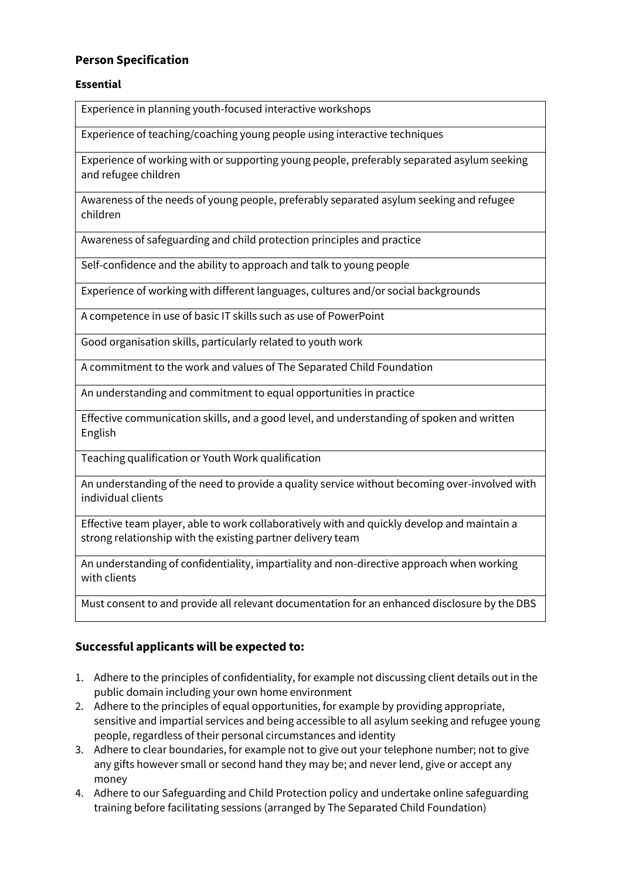## Person Specification

### Essential

| Essential |
|---|
| Experience in planning youth-focused interactive workshops |
| Experience of teaching/coaching young people using interactive techniques |
| Experience of working with or supporting young people, preferably separated asylum seeking and refugee children |
| Awareness of the needs of young people, preferably separated asylum seeking and refugee children |
| Awareness of safeguarding and child protection principles and practice |
| Self-confidence and the ability to approach and talk to young people |
| Experience of working with different languages, cultures and/or social backgrounds |
| A competence in use of basic IT skills such as use of PowerPoint |
| Good organisation skills, particularly related to youth work |
| A commitment to the work and values of The Separated Child Foundation |
| An understanding and commitment to equal opportunities in practice |
| Effective communication skills, and a good level, and understanding of spoken and written English |
| Teaching qualification or Youth Work qualification |
| An understanding of the need to provide a quality service without becoming over-involved with individual clients |
| Effective team player, able to work collaboratively with and quickly develop and maintain a strong relationship with the existing partner delivery team |
| An understanding of confidentiality, impartiality and non-directive approach when working with clients |
| Must consent to and provide all relevant documentation for an enhanced disclosure by the DBS |

## Successful applicants will be expected to:

1. Adhere to the principles of confidentiality, for example not discussing client details out in the public domain including your own home environment
2. Adhere to the principles of equal opportunities, for example by providing appropriate, sensitive and impartial services and being accessible to all asylum seeking and refugee young people, regardless of their personal circumstances and identity
3. Adhere to clear boundaries, for example not to give out your telephone number; not to give any gifts however small or second hand they may be; and never lend, give or accept any money
4. Adhere to our Safeguarding and Child Protection policy and undertake online safeguarding training before facilitating sessions (arranged by The Separated Child Foundation)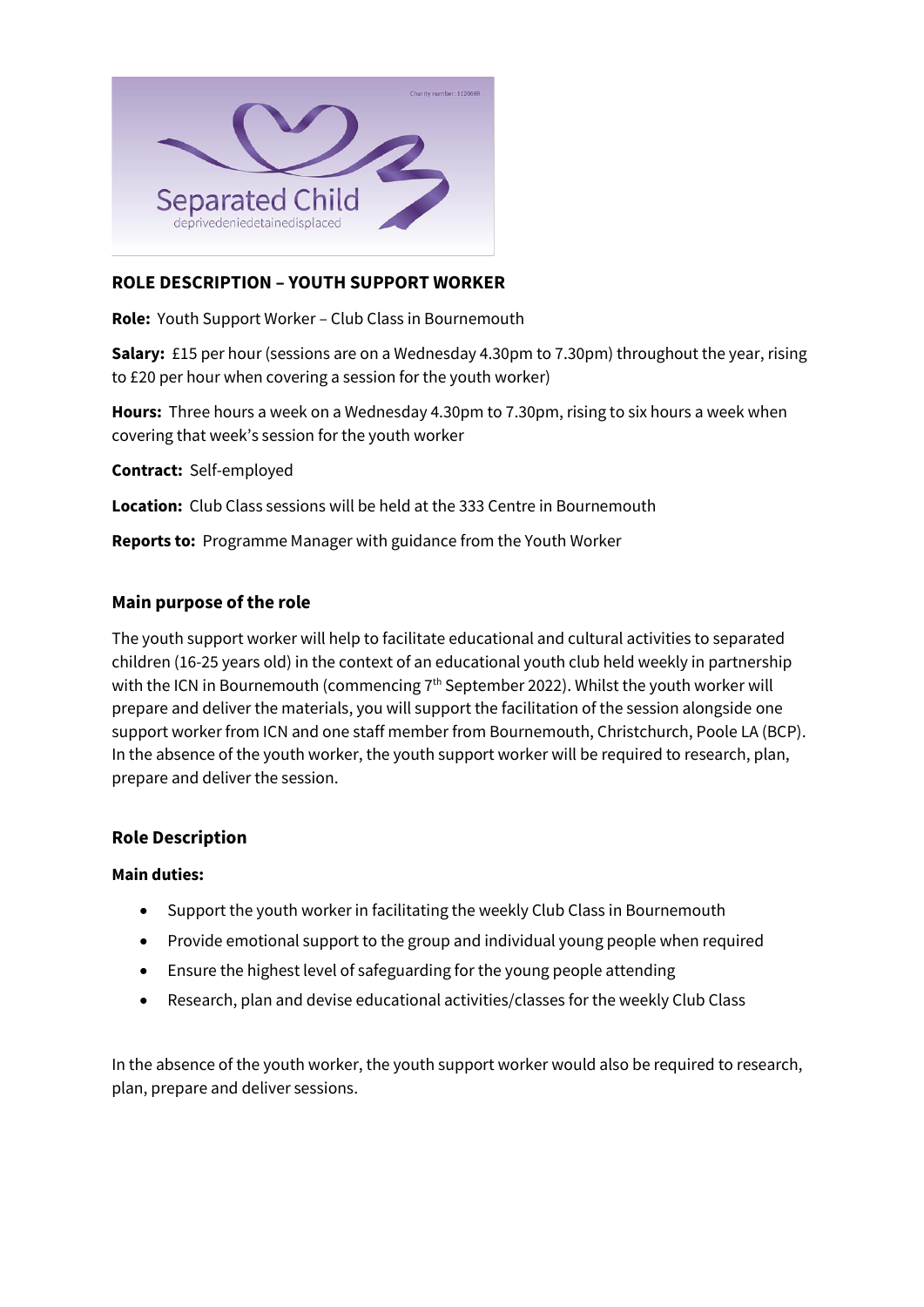## ROLE DESCRIPTION – YOUTH SUPPORT WORKER

**Role:** Youth Support Worker – Club Class in Bournemouth

**Salary:** £15 per hour (sessions are on a Wednesday 4.30pm to 7.30pm) throughout the year, rising to £20 per hour when covering a session for the youth worker)

**Hours:** Three hours a week on a Wednesday 4.30pm to 7.30pm, rising to six hours a week when covering that week's session for the youth worker

**Contract:** Self-employed

**Location:** Club Class sessions will be held at the 333 Centre in Bournemouth

**Reports to:** Programme Manager with guidance from the Youth Worker

### Main purpose of the role

The youth support worker will help to facilitate educational and cultural activities to separated children (16-25 years old) in the context of an educational youth club held weekly in partnership with the ICN in Bournemouth (commencing 7th September 2022). Whilst the youth worker will prepare and deliver the materials, you will support the facilitation of the session alongside one support worker from ICN and one staff member from Bournemouth, Christchurch, Poole LA (BCP). In the absence of the youth worker, the youth support worker will be required to research, plan, prepare and deliver the session.

### Role Description

**Main duties:**

- Support the youth worker in facilitating the weekly Club Class in Bournemouth
- Provide emotional support to the group and individual young people when required
- Ensure the highest level of safeguarding for the young people attending
- Research, plan and devise educational activities/classes for the weekly Club Class

In the absence of the youth worker, the youth support worker would also be required to research, plan, prepare and deliver sessions.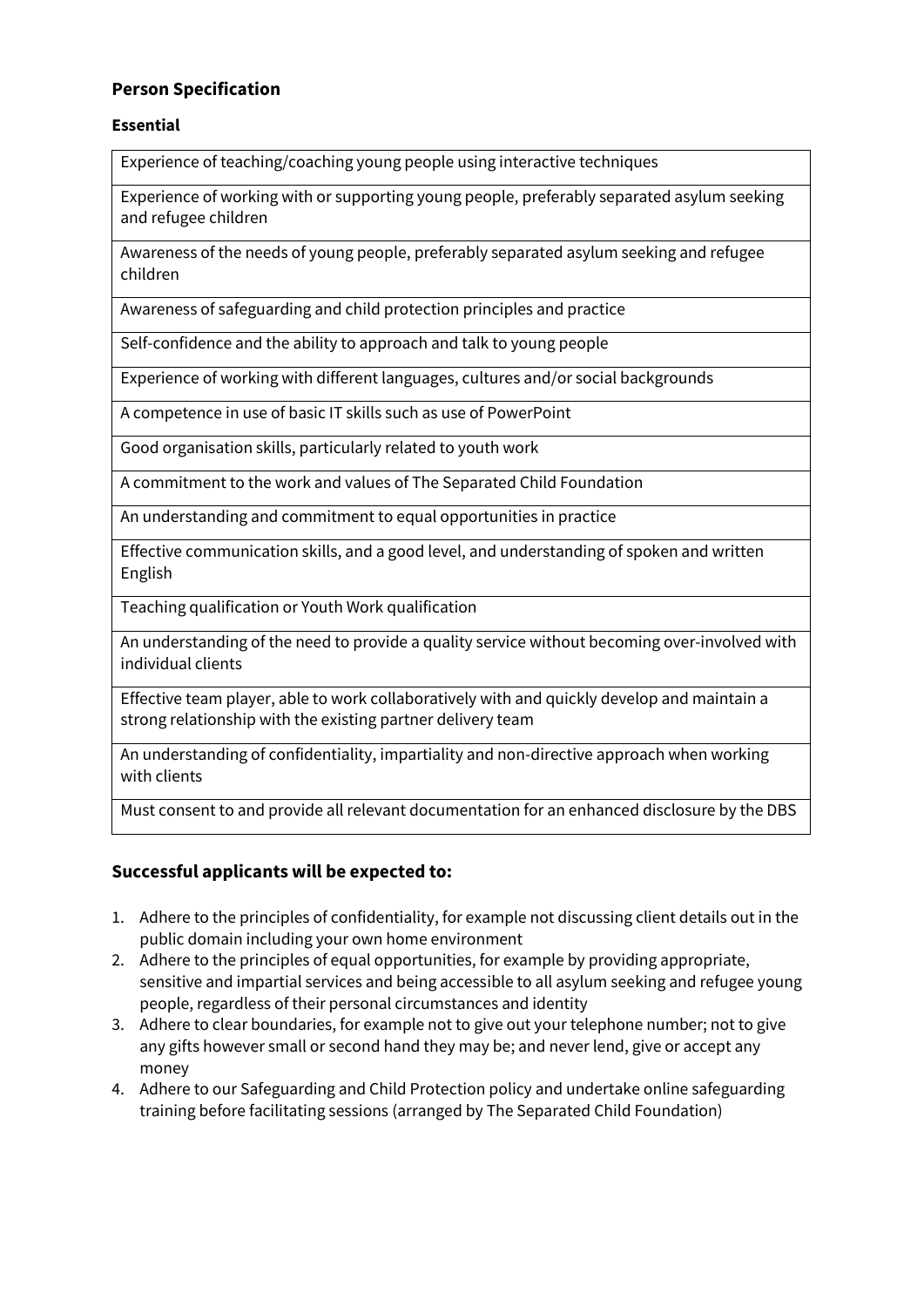## Person Specification

### Essential

| |
|---|
| Experience of teaching/coaching young people using interactive techniques |
| Experience of working with or supporting young people, preferably separated asylum seeking and refugee children |
| Awareness of the needs of young people, preferably separated asylum seeking and refugee children |
| Awareness of safeguarding and child protection principles and practice |
| Self-confidence and the ability to approach and talk to young people |
| Experience of working with different languages, cultures and/or social backgrounds |
| A competence in use of basic IT skills such as use of PowerPoint |
| Good organisation skills, particularly related to youth work |
| A commitment to the work and values of The Separated Child Foundation |
| An understanding and commitment to equal opportunities in practice |
| Effective communication skills, and a good level, and understanding of spoken and written English |
| Teaching qualification or Youth Work qualification |
| An understanding of the need to provide a quality service without becoming over-involved with individual clients |
| Effective team player, able to work collaboratively with and quickly develop and maintain a strong relationship with the existing partner delivery team |
| An understanding of confidentiality, impartiality and non-directive approach when working with clients |
| Must consent to and provide all relevant documentation for an enhanced disclosure by the DBS |

## Successful applicants will be expected to:

1. Adhere to the principles of confidentiality, for example not discussing client details out in the public domain including your own home environment
2. Adhere to the principles of equal opportunities, for example by providing appropriate, sensitive and impartial services and being accessible to all asylum seeking and refugee young people, regardless of their personal circumstances and identity
3. Adhere to clear boundaries, for example not to give out your telephone number; not to give any gifts however small or second hand they may be; and never lend, give or accept any money
4. Adhere to our Safeguarding and Child Protection policy and undertake online safeguarding training before facilitating sessions (arranged by The Separated Child Foundation)